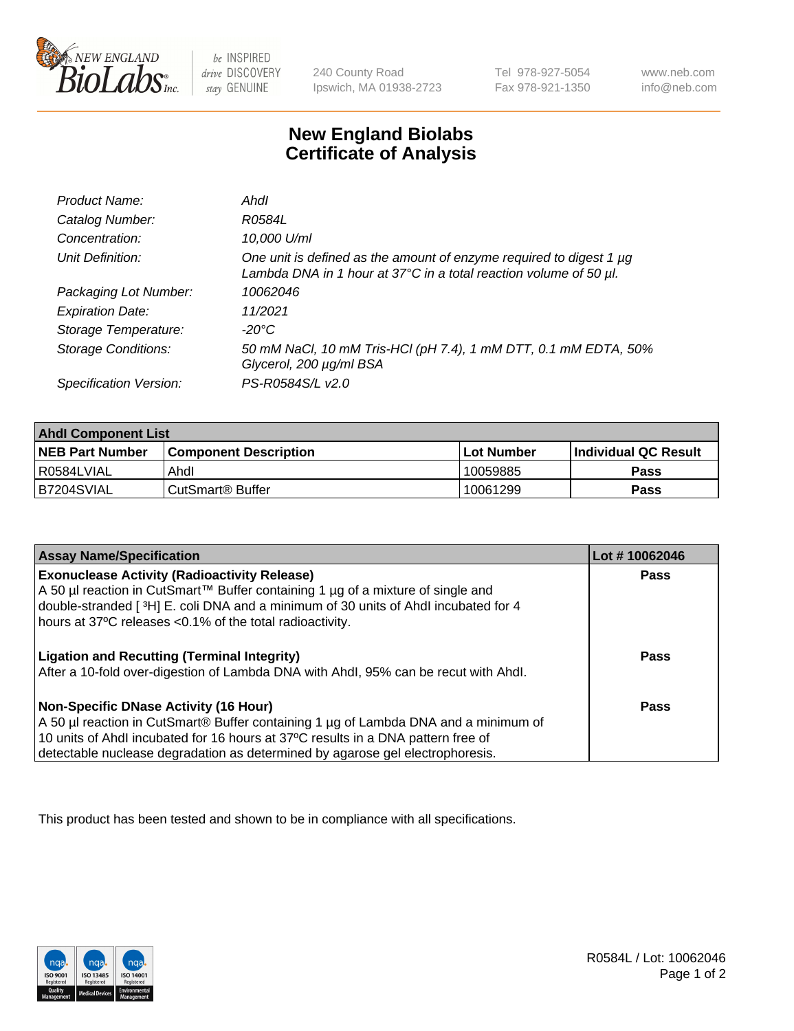240 County Road
Ipswich, MA 01938-2723

Tel 978-927-5054
Fax 978-921-1350

www.neb.com
info@neb.com

# New England Biolabs Certificate of Analysis

| | |
|---|---|
| *Product Name:* | *AhdI* |
| *Catalog Number:* | *R0584L* |
| *Concentration:* | *10,000 U/ml* |
| *Unit Definition:* | *One unit is defined as the amount of enzyme required to digest 1 µg Lambda DNA in 1 hour at 37°C in a total reaction volume of 50 µl.* |
| *Packaging Lot Number:* | *10062046* |
| *Expiration Date:* | *11/2021* |
| *Storage Temperature:* | *-20°C* |
| *Storage Conditions:* | *50 mM NaCl, 10 mM Tris-HCl (pH 7.4), 1 mM DTT, 0.1 mM EDTA, 50% Glycerol, 200 µg/ml BSA* |
| *Specification Version:* | *PS-R0584S/L v2.0* |

| **AhdI Component List** | | | |
|---|---|---|---|
| **NEB Part Number** | **Component Description** | **Lot Number** | **Individual QC Result** |
| R0584LVIAL | AhdI | 10059885 | **Pass** |
| B7204SVIAL | CutSmart® Buffer | 10061299 | **Pass** |

| **Assay Name/Specification** | **Lot # 10062046** |
|---|---|
| **Exonuclease Activity (Radioactivity Release)** A 50 µl reaction in CutSmart™ Buffer containing 1 µg of a mixture of single and double-stranded [ $^3$H] E. coli DNA and a minimum of 30 units of AhdI incubated for 4 hours at 37ºC releases <0.1% of the total radioactivity. | **Pass** |
| **Ligation and Recutting (Terminal Integrity)** After a 10-fold over-digestion of Lambda DNA with AhdI, 95% can be recut with AhdI. | **Pass** |
| **Non-Specific DNase Activity (16 Hour)** A 50 µl reaction in CutSmart® Buffer containing 1 µg of Lambda DNA and a minimum of 10 units of AhdI incubated for 16 hours at 37ºC results in a DNA pattern free of detectable nuclease degradation as determined by agarose gel electrophoresis. | **Pass** |

This product has been tested and shown to be in compliance with all specifications.

R0584L / Lot: 10062046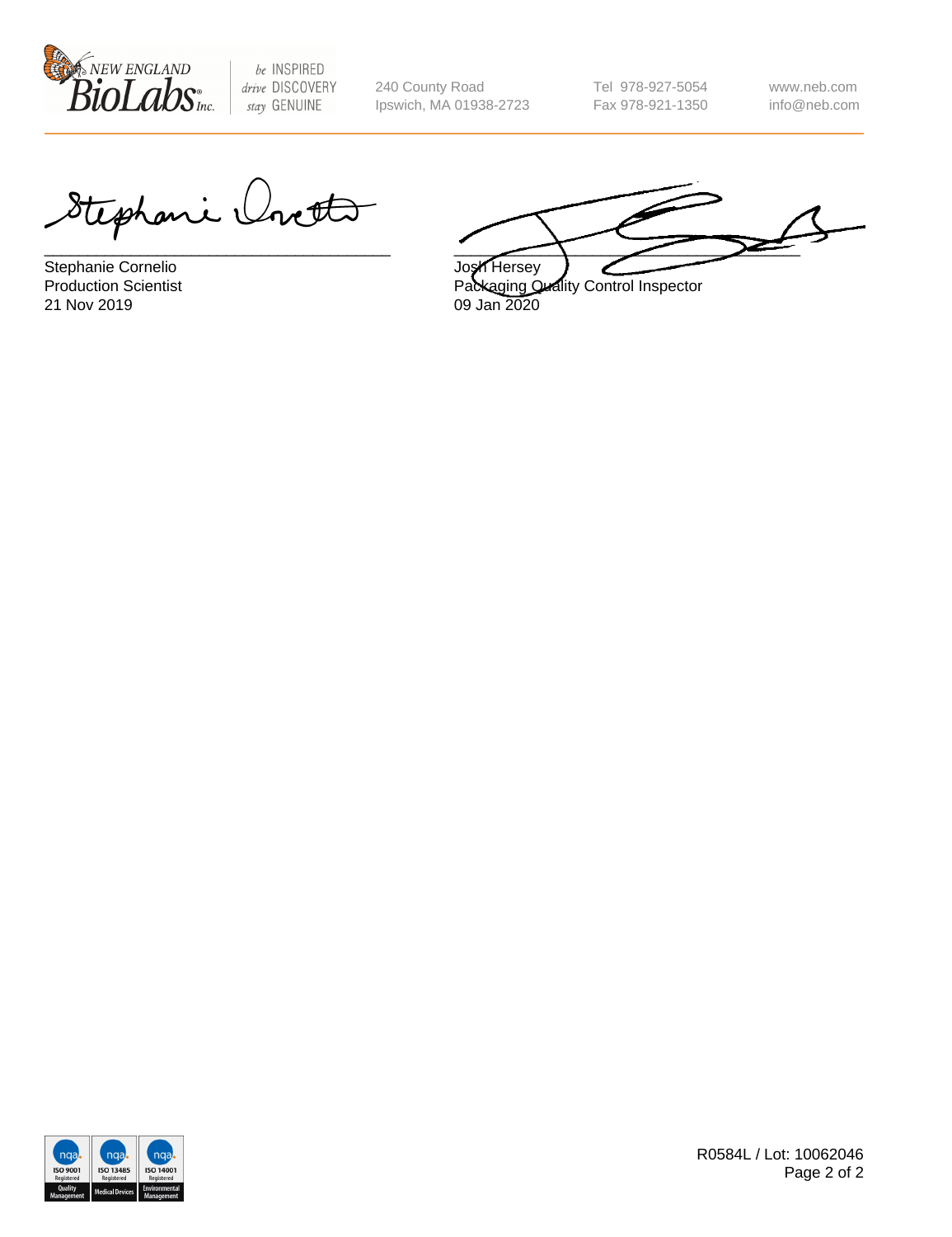Stephanie Cornelio
Production Scientist
21 Nov 2019

Josh Hersey
Packaging Quality Control Inspector
09 Jan 2020

R0584L / Lot: 10062046